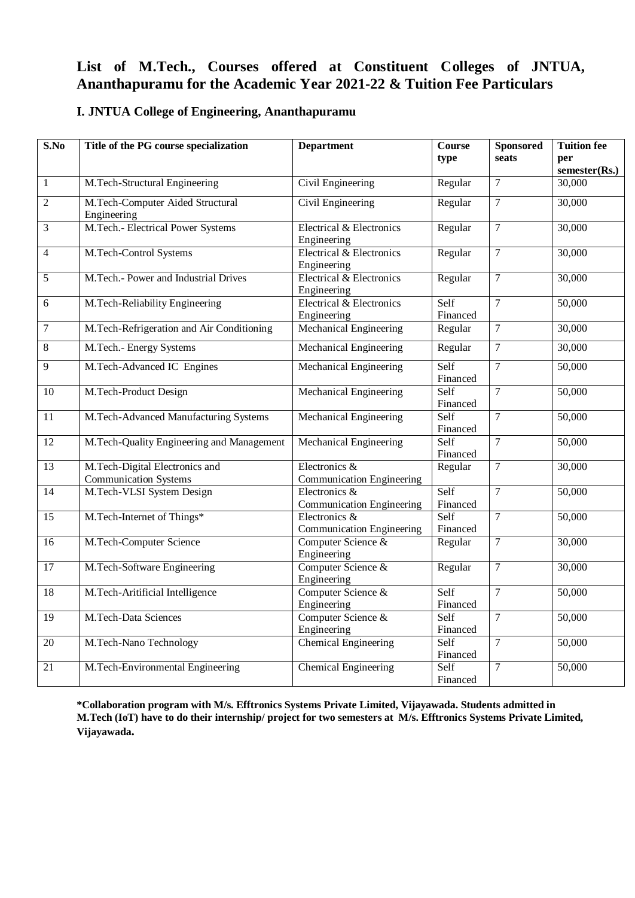# List of M.Tech., Courses offered at Constituent Colleges of JNTUA, Ananthapuramu for the Academic Year 2021-22 & Tuition Fee Particulars

## I. JNTUA College of Engineering, Ananthapuramu

| S.No | Title of the PG course specialization | Department | Course type | Sponsored seats | Tuition fee per semester(Rs.) |
|---|---|---|---|---|---|
| 1 | M.Tech-Structural Engineering | Civil Engineering | Regular | 7 | 30,000 |
| 2 | M.Tech-Computer Aided Structural Engineering | Civil Engineering | Regular | 7 | 30,000 |
| 3 | M.Tech.- Electrical Power Systems | Electrical & Electronics Engineering | Regular | 7 | 30,000 |
| 4 | M.Tech-Control Systems | Electrical & Electronics Engineering | Regular | 7 | 30,000 |
| 5 | M.Tech.- Power and Industrial Drives | Electrical & Electronics Engineering | Regular | 7 | 30,000 |
| 6 | M.Tech-Reliability Engineering | Electrical & Electronics Engineering | Self Financed | 7 | 50,000 |
| 7 | M.Tech-Refrigeration and Air Conditioning | Mechanical Engineering | Regular | 7 | 30,000 |
| 8 | M.Tech.- Energy Systems | Mechanical Engineering | Regular | 7 | 30,000 |
| 9 | M.Tech-Advanced IC Engines | Mechanical Engineering | Self Financed | 7 | 50,000 |
| 10 | M.Tech-Product Design | Mechanical Engineering | Self Financed | 7 | 50,000 |
| 11 | M.Tech-Advanced Manufacturing Systems | Mechanical Engineering | Self Financed | 7 | 50,000 |
| 12 | M.Tech-Quality Engineering and Management | Mechanical Engineering | Self Financed | 7 | 50,000 |
| 13 | M.Tech-Digital Electronics and Communication Systems | Electronics & Communication Engineering | Regular | 7 | 30,000 |
| 14 | M.Tech-VLSI System Design | Electronics & Communication Engineering | Self Financed | 7 | 50,000 |
| 15 | M.Tech-Internet of Things* | Electronics & Communication Engineering | Self Financed | 7 | 50,000 |
| 16 | M.Tech-Computer Science | Computer Science & Engineering | Regular | 7 | 30,000 |
| 17 | M.Tech-Software Engineering | Computer Science & Engineering | Regular | 7 | 30,000 |
| 18 | M.Tech-Aritificial Intelligence | Computer Science & Engineering | Self Financed | 7 | 50,000 |
| 19 | M.Tech-Data Sciences | Computer Science & Engineering | Self Financed | 7 | 50,000 |
| 20 | M.Tech-Nano Technology | Chemical Engineering | Self Financed | 7 | 50,000 |
| 21 | M.Tech-Environmental Engineering | Chemical Engineering | Self Financed | 7 | 50,000 |

**\*Collaboration program with M/s. Efftronics Systems Private Limited, Vijayawada. Students admitted in M.Tech (IoT) have to do their internship/ project for two semesters at M/s. Efftronics Systems Private Limited, Vijayawada.**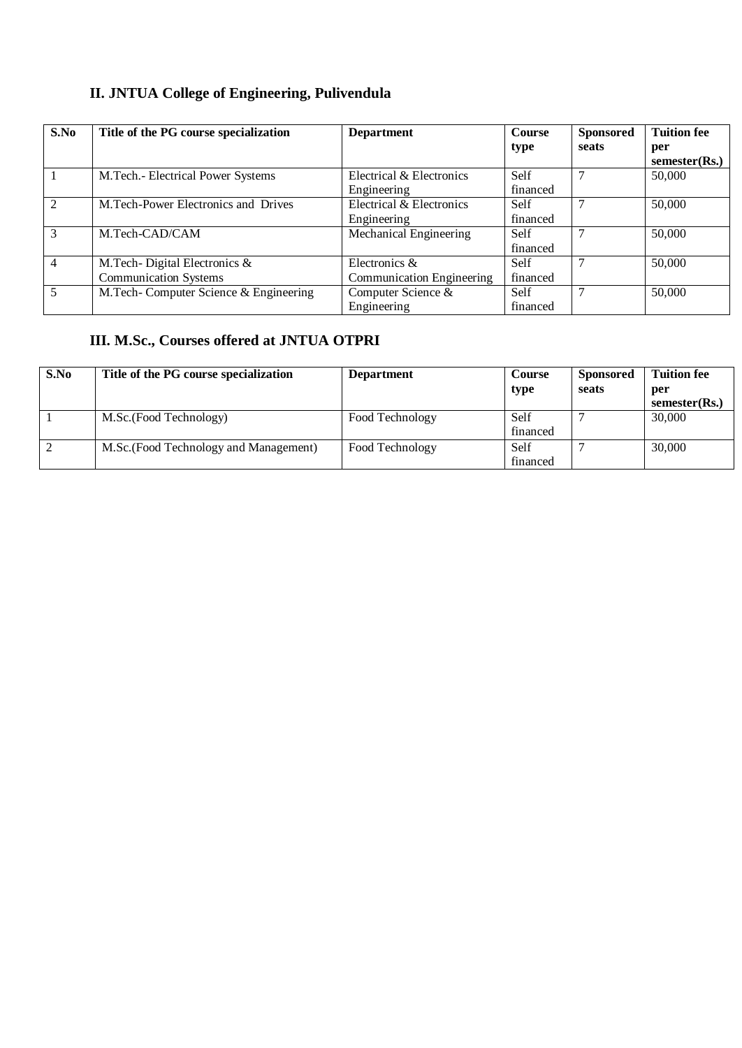## II. JNTUA College of Engineering, Pulivendula

| S.No | Title of the PG course specialization | Department | Course type | Sponsored seats | Tuition fee per semester(Rs.) |
|---|---|---|---|---|---|
| 1 | M.Tech.- Electrical Power Systems | Electrical & Electronics Engineering | Self financed | 7 | 50,000 |
| 2 | M.Tech-Power Electronics and Drives | Electrical & Electronics Engineering | Self financed | 7 | 50,000 |
| 3 | M.Tech-CAD/CAM | Mechanical Engineering | Self financed | 7 | 50,000 |
| 4 | M.Tech- Digital Electronics & Communication Systems | Electronics & Communication Engineering | Self financed | 7 | 50,000 |
| 5 | M.Tech- Computer Science & Engineering | Computer Science & Engineering | Self financed | 7 | 50,000 |

## III. M.Sc., Courses offered at JNTUA OTPRI

| S.No | Title of the PG course specialization | Department | Course type | Sponsored seats | Tuition fee per semester(Rs.) |
|---|---|---|---|---|---|
| 1 | M.Sc.(Food Technology) | Food Technology | Self financed | 7 | 30,000 |
| 2 | M.Sc.(Food Technology and Management) | Food Technology | Self financed | 7 | 30,000 |